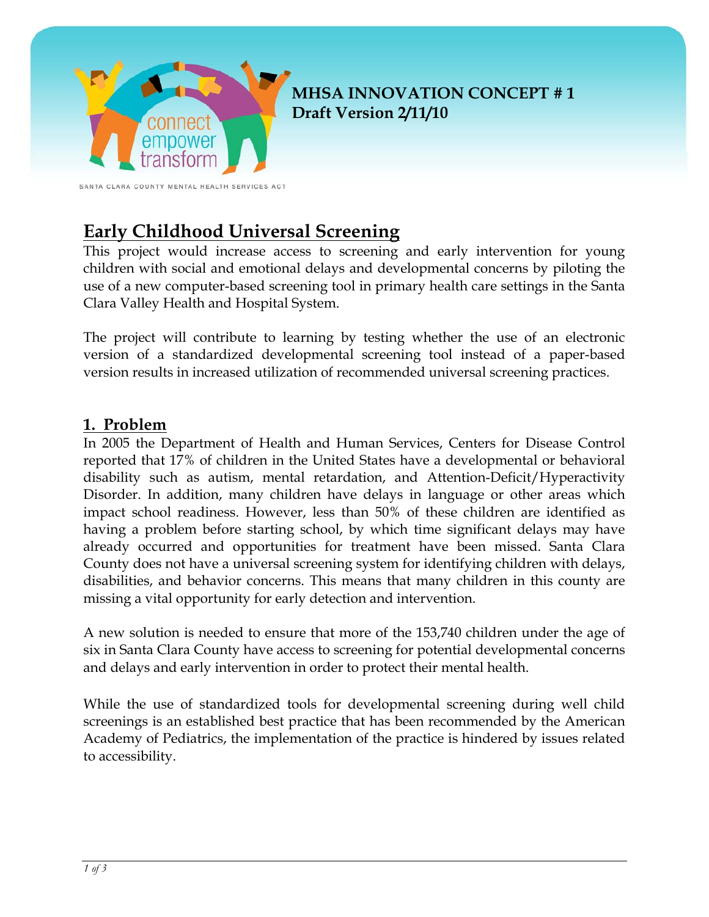**MHSA INNOVATION CONCEPT # 1**
**Draft Version 2/11/10**

connect empower transform

SANTA CLARA COUNTY MENTAL HEALTH SERVICES ACT

# Early Childhood Universal Screening

This project would increase access to screening and early intervention for young children with social and emotional delays and developmental concerns by piloting the use of a new computer-based screening tool in primary health care settings in the Santa Clara Valley Health and Hospital System.

The project will contribute to learning by testing whether the use of an electronic version of a standardized developmental screening tool instead of a paper-based version results in increased utilization of recommended universal screening practices.

## 1. Problem

In 2005 the Department of Health and Human Services, Centers for Disease Control reported that 17% of children in the United States have a developmental or behavioral disability such as autism, mental retardation, and Attention-Deficit/Hyperactivity Disorder. In addition, many children have delays in language or other areas which impact school readiness. However, less than 50% of these children are identified as having a problem before starting school, by which time significant delays may have already occurred and opportunities for treatment have been missed. Santa Clara County does not have a universal screening system for identifying children with delays, disabilities, and behavior concerns. This means that many children in this county are missing a vital opportunity for early detection and intervention.

A new solution is needed to ensure that more of the 153,740 children under the age of six in Santa Clara County have access to screening for potential developmental concerns and delays and early intervention in order to protect their mental health.

While the use of standardized tools for developmental screening during well child screenings is an established best practice that has been recommended by the American Academy of Pediatrics, the implementation of the practice is hindered by issues related to accessibility.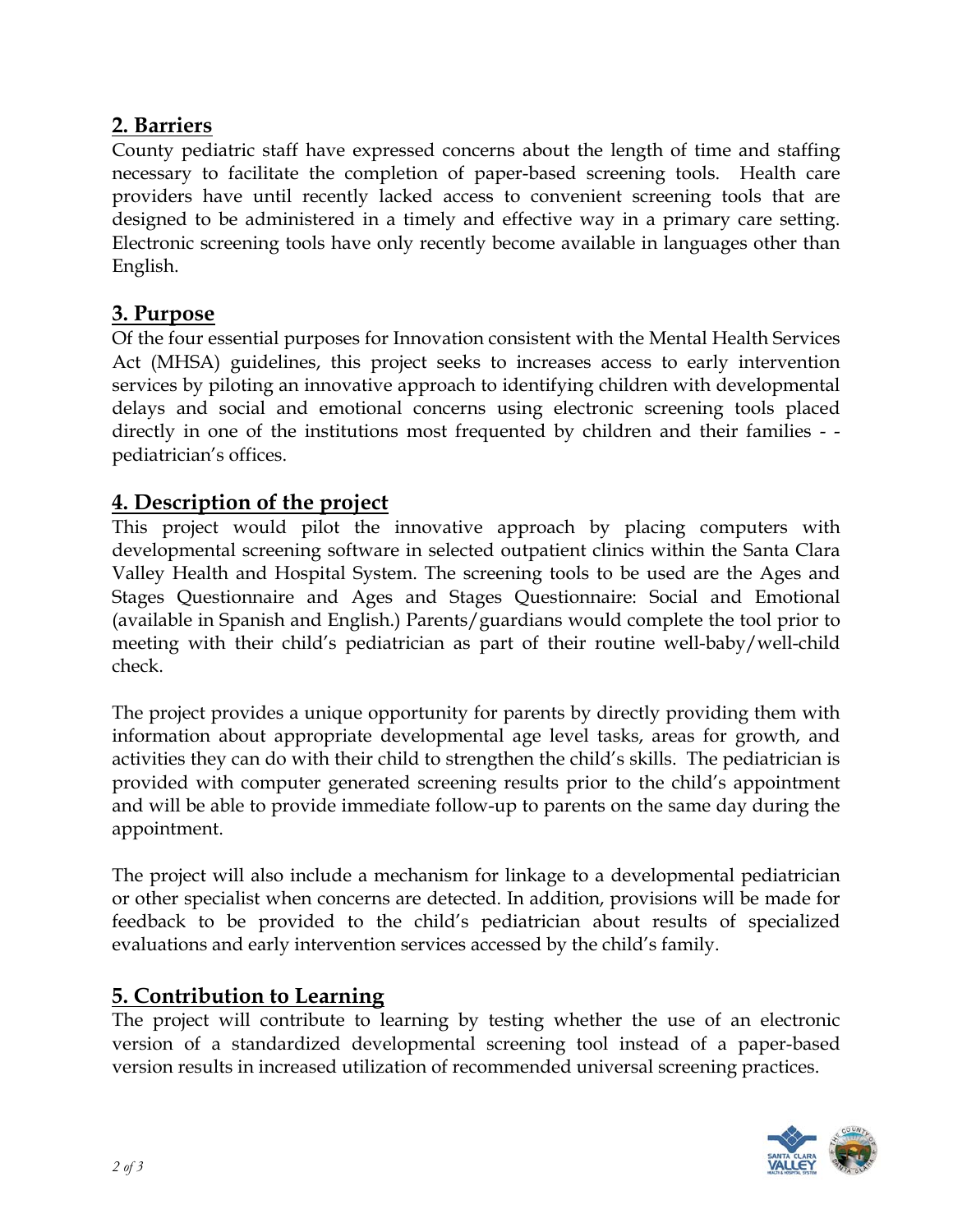## 2. Barriers

County pediatric staff have expressed concerns about the length of time and staffing necessary to facilitate the completion of paper-based screening tools. Health care providers have until recently lacked access to convenient screening tools that are designed to be administered in a timely and effective way in a primary care setting. Electronic screening tools have only recently become available in languages other than English.

## 3. Purpose

Of the four essential purposes for Innovation consistent with the Mental Health Services Act (MHSA) guidelines, this project seeks to increases access to early intervention services by piloting an innovative approach to identifying children with developmental delays and social and emotional concerns using electronic screening tools placed directly in one of the institutions most frequented by children and their families - - pediatrician's offices.

## 4. Description of the project

This project would pilot the innovative approach by placing computers with developmental screening software in selected outpatient clinics within the Santa Clara Valley Health and Hospital System. The screening tools to be used are the Ages and Stages Questionnaire and Ages and Stages Questionnaire: Social and Emotional (available in Spanish and English.) Parents/guardians would complete the tool prior to meeting with their child's pediatrician as part of their routine well-baby/well-child check.

The project provides a unique opportunity for parents by directly providing them with information about appropriate developmental age level tasks, areas for growth, and activities they can do with their child to strengthen the child's skills. The pediatrician is provided with computer generated screening results prior to the child's appointment and will be able to provide immediate follow-up to parents on the same day during the appointment.

The project will also include a mechanism for linkage to a developmental pediatrician or other specialist when concerns are detected. In addition, provisions will be made for feedback to be provided to the child's pediatrician about results of specialized evaluations and early intervention services accessed by the child's family.

## 5. Contribution to Learning

The project will contribute to learning by testing whether the use of an electronic version of a standardized developmental screening tool instead of a paper-based version results in increased utilization of recommended universal screening practices.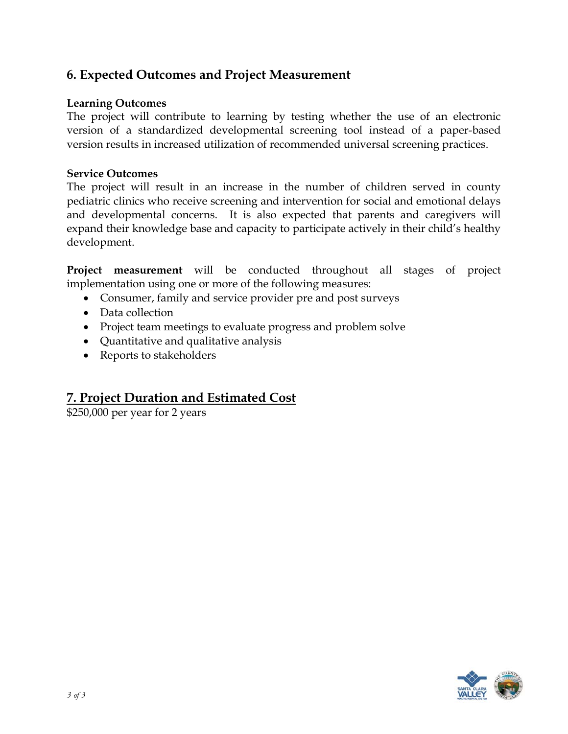## 6. Expected Outcomes and Project Measurement

**Learning Outcomes**

The project will contribute to learning by testing whether the use of an electronic version of a standardized developmental screening tool instead of a paper-based version results in increased utilization of recommended universal screening practices.

**Service Outcomes**

The project will result in an increase in the number of children served in county pediatric clinics who receive screening and intervention for social and emotional delays and developmental concerns. It is also expected that parents and caregivers will expand their knowledge base and capacity to participate actively in their child's healthy development.

**Project measurement** will be conducted throughout all stages of project implementation using one or more of the following measures:

- Consumer, family and service provider pre and post surveys
- Data collection
- Project team meetings to evaluate progress and problem solve
- Quantitative and qualitative analysis
- Reports to stakeholders

## 7. Project Duration and Estimated Cost

$250,000 per year for 2 years